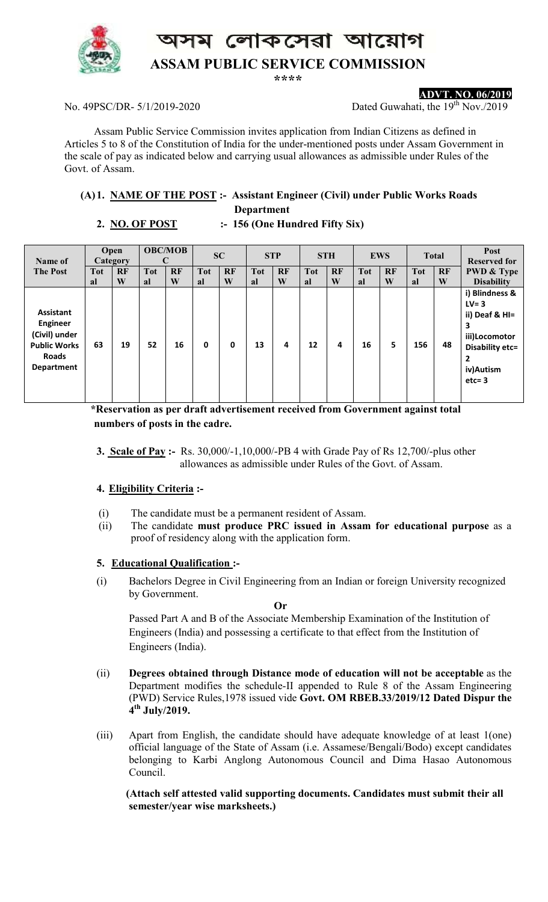# অসম লোকসেৱা আয়োগ

# ASSAM PUBLIC SERVICE COMMISSION

\*\*\*\*

**ADVT. NO. 06/2019**

No. 49PSC/DR- 5/1/2019-2020 Dated Guwahati, the 19th Nov./2019

Assam Public Service Commission invites application from Indian Citizens as defined in Articles 5 to 8 of the Constitution of India for the under-mentioned posts under Assam Government in the scale of pay as indicated below and carrying usual allowances as admissible under Rules of the Govt. of Assam.

**(A) 1. NAME OF THE POST :- Assistant Engineer (Civil) under Public Works Roads Department**

**2. NO. OF POST :- 156 (One Hundred Fifty Six)**

| Name of The Post | Open Category | | OBC/MOBC | | SC | | STP | | STH | | EWS | | Total | | Post Reserved for PWD & Type Disability |
|---|---|---|---|---|---|---|---|---|---|---|---|---|---|---|---|
| | Total | RFW | Total | RFW | Total | RFW | Total | RFW | Total | RFW | Total | RFW | Total | RFW | |
| Assistant Engineer (Civil) under Public Works Roads Department | 63 | 19 | 52 | 16 | 0 | 0 | 13 | 4 | 12 | 4 | 16 | 5 | 156 | 48 | i) Blindness & LV= 3<br>ii) Deaf & HI= 3<br>iii)Locomotor Disability etc= 2<br>iv)Autism etc= 3 |

**\*Reservation as per draft advertisement received from Government against total numbers of posts in the cadre.**

**3. Scale of Pay :-** Rs. 30,000/-1,10,000/-PB 4 with Grade Pay of Rs 12,700/-plus other allowances as admissible under Rules of the Govt. of Assam.

**4. Eligibility Criteria :-**

(i) The candidate must be a permanent resident of Assam.

(ii) The candidate **must produce PRC issued in Assam for educational purpose** as a proof of residency along with the application form.

**5. Educational Qualification :-**

(i) Bachelors Degree in Civil Engineering from an Indian or foreign University recognized by Government.

**Or**

Passed Part A and B of the Associate Membership Examination of the Institution of Engineers (India) and possessing a certificate to that effect from the Institution of Engineers (India).

(ii) **Degrees obtained through Distance mode of education will not be acceptable** as the Department modifies the schedule-II appended to Rule 8 of the Assam Engineering (PWD) Service Rules,1978 issued vide **Govt. OM RBEB.33/2019/12 Dated Dispur the 4th July/2019.**

(iii) Apart from English, the candidate should have adequate knowledge of at least 1(one) official language of the State of Assam (i.e. Assamese/Bengali/Bodo) except candidates belonging to Karbi Anglong Autonomous Council and Dima Hasao Autonomous Council.

**(Attach self attested valid supporting documents. Candidates must submit their all semester/year wise marksheets.)**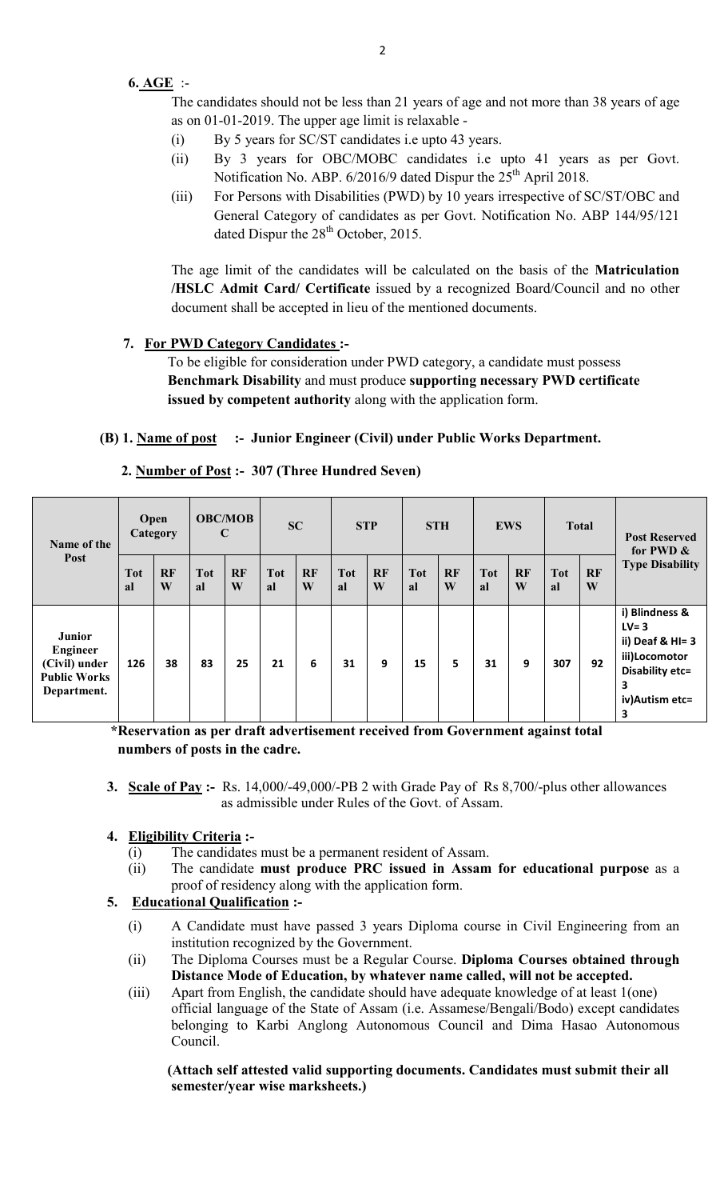**6. AGE** :-

The candidates should not be less than 21 years of age and not more than 38 years of age as on 01-01-2019. The upper age limit is relaxable -

(i) By 5 years for SC/ST candidates i.e upto 43 years.

(ii) By 3 years for OBC/MOBC candidates i.e upto 41 years as per Govt. Notification No. ABP. 6/2016/9 dated Dispur the 25th April 2018.

(iii) For Persons with Disabilities (PWD) by 10 years irrespective of SC/ST/OBC and General Category of candidates as per Govt. Notification No. ABP 144/95/121 dated Dispur the 28th October, 2015.

The age limit of the candidates will be calculated on the basis of the **Matriculation /HSLC Admit Card/ Certificate** issued by a recognized Board/Council and no other document shall be accepted in lieu of the mentioned documents.

**7. For PWD Category Candidates :-**

To be eligible for consideration under PWD category, a candidate must possess **Benchmark Disability** and must produce **supporting necessary PWD certificate issued by competent authority** along with the application form.

**(B) 1. Name of post :- Junior Engineer (Civil) under Public Works Department.**

**2. Number of Post :- 307 (Three Hundred Seven)**

| Name of the Post | Open Category | | OBC/MOBC | | SC | | STP | | STH | | EWS | | Total | | Post Reserved for PWD & Type Disability |
|---|---|---|---|---|---|---|---|---|---|---|---|---|---|---|---|
| | Total | RFW | Total | RFW | Total | RFW | Total | RFW | Total | RFW | Total | RFW | Total | RFW | |
| **Junior Engineer (Civil) under Public Works Department.** | 126 | 38 | 83 | 25 | 21 | 6 | 31 | 9 | 15 | 5 | 31 | 9 | 307 | 92 | i) Blindness & LV= 3<br>ii) Deaf & HI= 3<br>iii)Locomotor Disability etc= 3<br>iv)Autism etc= 3 |

**\*Reservation as per draft advertisement received from Government against total numbers of posts in the cadre.**

**3. Scale of Pay :-** Rs. 14,000/-49,000/-PB 2 with Grade Pay of Rs 8,700/-plus other allowances as admissible under Rules of the Govt. of Assam.

**4. Eligibility Criteria :-**

(i) The candidates must be a permanent resident of Assam.

(ii) The candidate **must produce PRC issued in Assam for educational purpose** as a proof of residency along with the application form.

**5. Educational Qualification :-**

(i) A Candidate must have passed 3 years Diploma course in Civil Engineering from an institution recognized by the Government.

(ii) The Diploma Courses must be a Regular Course. **Diploma Courses obtained through Distance Mode of Education, by whatever name called, will not be accepted.**

(iii) Apart from English, the candidate should have adequate knowledge of at least 1(one) official language of the State of Assam (i.e. Assamese/Bengali/Bodo) except candidates belonging to Karbi Anglong Autonomous Council and Dima Hasao Autonomous Council.

**(Attach self attested valid supporting documents. Candidates must submit their all semester/year wise marksheets.)**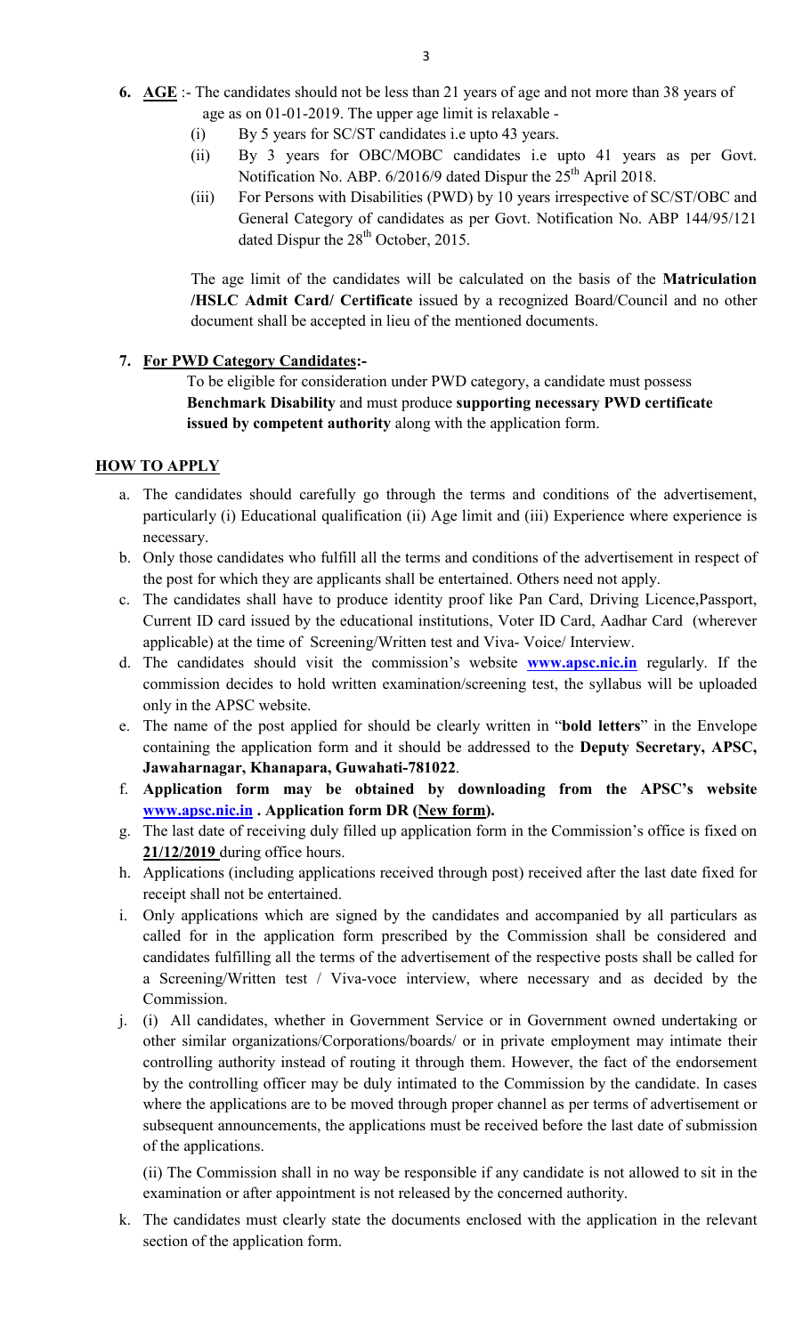6. **AGE** :- The candidates should not be less than 21 years of age and not more than 38 years of age as on 01-01-2019. The upper age limit is relaxable -
   (i) By 5 years for SC/ST candidates i.e upto 43 years.
   (ii) By 3 years for OBC/MOBC candidates i.e upto 41 years as per Govt. Notification No. ABP. 6/2016/9 dated Dispur the 25th April 2018.
   (iii) For Persons with Disabilities (PWD) by 10 years irrespective of SC/ST/OBC and General Category of candidates as per Govt. Notification No. ABP 144/95/121 dated Dispur the 28th October, 2015.

   The age limit of the candidates will be calculated on the basis of the **Matriculation /HSLC Admit Card/ Certificate** issued by a recognized Board/Council and no other document shall be accepted in lieu of the mentioned documents.

7. **For PWD Category Candidates:-**

   To be eligible for consideration under PWD category, a candidate must possess **Benchmark Disability** and must produce **supporting necessary PWD certificate issued by competent authority** along with the application form.

**HOW TO APPLY**

a. The candidates should carefully go through the terms and conditions of the advertisement, particularly (i) Educational qualification (ii) Age limit and (iii) Experience where experience is necessary.
b. Only those candidates who fulfill all the terms and conditions of the advertisement in respect of the post for which they are applicants shall be entertained. Others need not apply.
c. The candidates shall have to produce identity proof like Pan Card, Driving Licence,Passport, Current ID card issued by the educational institutions, Voter ID Card, Aadhar Card (wherever applicable) at the time of Screening/Written test and Viva- Voice/ Interview.
d. The candidates should visit the commission's website **www.apsc.nic.in** regularly. If the commission decides to hold written examination/screening test, the syllabus will be uploaded only in the APSC website.
e. The name of the post applied for should be clearly written in "**bold letters**" in the Envelope containing the application form and it should be addressed to the **Deputy Secretary, APSC, Jawaharnagar, Khanapara, Guwahati-781022**.
f. **Application form may be obtained by downloading from the APSC's website www.apsc.nic.in . Application form DR (New form).**
g. The last date of receiving duly filled up application form in the Commission's office is fixed on **21/12/2019** during office hours.
h. Applications (including applications received through post) received after the last date fixed for receipt shall not be entertained.
i. Only applications which are signed by the candidates and accompanied by all particulars as called for in the application form prescribed by the Commission shall be considered and candidates fulfilling all the terms of the advertisement of the respective posts shall be called for a Screening/Written test / Viva-voce interview, where necessary and as decided by the Commission.
j. (i) All candidates, whether in Government Service or in Government owned undertaking or other similar organizations/Corporations/boards/ or in private employment may intimate their controlling authority instead of routing it through them. However, the fact of the endorsement by the controlling officer may be duly intimated to the Commission by the candidate. In cases where the applications are to be moved through proper channel as per terms of advertisement or subsequent announcements, the applications must be received before the last date of submission of the applications.

   (ii) The Commission shall in no way be responsible if any candidate is not allowed to sit in the examination or after appointment is not released by the concerned authority.
k. The candidates must clearly state the documents enclosed with the application in the relevant section of the application form.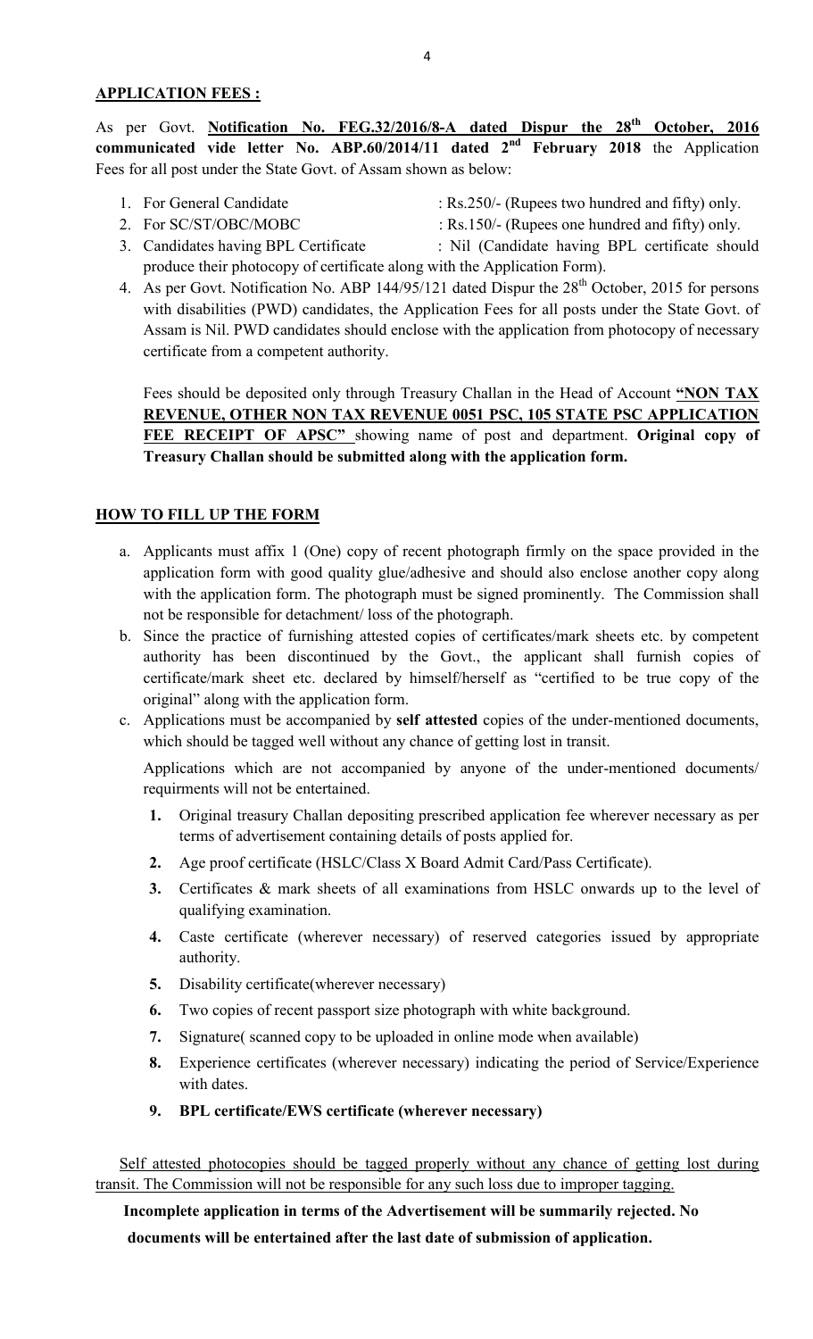## APPLICATION FEES :

As per Govt. **Notification No. FEG.32/2016/8-A dated Dispur the 28th October, 2016 communicated vide letter No. ABP.60/2014/11 dated 2nd February 2018** the Application Fees for all post under the State Govt. of Assam shown as below:

1. For General Candidate : Rs.250/- (Rupees two hundred and fifty) only.
2. For SC/ST/OBC/MOBC : Rs.150/- (Rupees one hundred and fifty) only.
3. Candidates having BPL Certificate : Nil (Candidate having BPL certificate should produce their photocopy of certificate along with the Application Form).
4. As per Govt. Notification No. ABP 144/95/121 dated Dispur the 28th October, 2015 for persons with disabilities (PWD) candidates, the Application Fees for all posts under the State Govt. of Assam is Nil. PWD candidates should enclose with the application from photocopy of necessary certificate from a competent authority.

   Fees should be deposited only through Treasury Challan in the Head of Account **"NON TAX REVENUE, OTHER NON TAX REVENUE 0051 PSC, 105 STATE PSC APPLICATION FEE RECEIPT OF APSC"** showing name of post and department. **Original copy of Treasury Challan should be submitted along with the application form.**

## HOW TO FILL UP THE FORM

a. Applicants must affix 1 (One) copy of recent photograph firmly on the space provided in the application form with good quality glue/adhesive and should also enclose another copy along with the application form. The photograph must be signed prominently. The Commission shall not be responsible for detachment/ loss of the photograph.

b. Since the practice of furnishing attested copies of certificates/mark sheets etc. by competent authority has been discontinued by the Govt., the applicant shall furnish copies of certificate/mark sheet etc. declared by himself/herself as "certified to be true copy of the original" along with the application form.

c. Applications must be accompanied by **self attested** copies of the under-mentioned documents, which should be tagged well without any chance of getting lost in transit.

   Applications which are not accompanied by anyone of the under-mentioned documents/ requirments will not be entertained.

   **1.** Original treasury Challan depositing prescribed application fee wherever necessary as per terms of advertisement containing details of posts applied for.

   **2.** Age proof certificate (HSLC/Class X Board Admit Card/Pass Certificate).

   **3.** Certificates & mark sheets of all examinations from HSLC onwards up to the level of qualifying examination.

   **4.** Caste certificate (wherever necessary) of reserved categories issued by appropriate authority.

   **5.** Disability certificate(wherever necessary)

   **6.** Two copies of recent passport size photograph with white background.

   **7.** Signature( scanned copy to be uploaded in online mode when available)

   **8.** Experience certificates (wherever necessary) indicating the period of Service/Experience with dates.

   **9. BPL certificate/EWS certificate (wherever necessary)**

Self attested photocopies should be tagged properly without any chance of getting lost during transit. The Commission will not be responsible for any such loss due to improper tagging.

**Incomplete application in terms of the Advertisement will be summarily rejected. No documents will be entertained after the last date of submission of application.**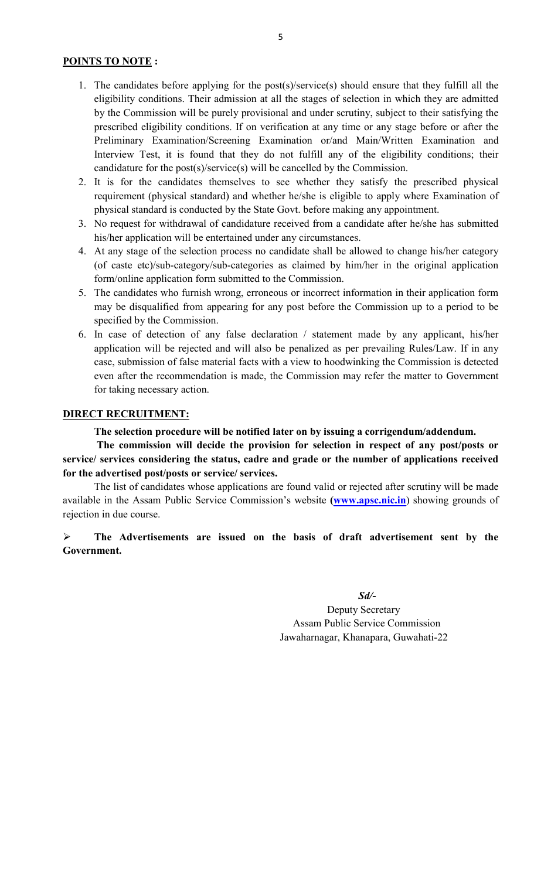**POINTS TO NOTE :**

1. The candidates before applying for the post(s)/service(s) should ensure that they fulfill all the eligibility conditions. Their admission at all the stages of selection in which they are admitted by the Commission will be purely provisional and under scrutiny, subject to their satisfying the prescribed eligibility conditions. If on verification at any time or any stage before or after the Preliminary Examination/Screening Examination or/and Main/Written Examination and Interview Test, it is found that they do not fulfill any of the eligibility conditions; their candidature for the post(s)/service(s) will be cancelled by the Commission.
2. It is for the candidates themselves to see whether they satisfy the prescribed physical requirement (physical standard) and whether he/she is eligible to apply where Examination of physical standard is conducted by the State Govt. before making any appointment.
3. No request for withdrawal of candidature received from a candidate after he/she has submitted his/her application will be entertained under any circumstances.
4. At any stage of the selection process no candidate shall be allowed to change his/her category (of caste etc)/sub-category/sub-categories as claimed by him/her in the original application form/online application form submitted to the Commission.
5. The candidates who furnish wrong, erroneous or incorrect information in their application form may be disqualified from appearing for any post before the Commission up to a period to be specified by the Commission.
6. In case of detection of any false declaration / statement made by any applicant, his/her application will be rejected and will also be penalized as per prevailing Rules/Law. If in any case, submission of false material facts with a view to hoodwinking the Commission is detected even after the recommendation is made, the Commission may refer the matter to Government for taking necessary action.

**DIRECT RECRUITMENT:**

**The selection procedure will be notified later on by issuing a corrigendum/addendum.**

**The commission will decide the provision for selection in respect of any post/posts or service/ services considering the status, cadre and grade or the number of applications received for the advertised post/posts or service/ services.**

The list of candidates whose applications are found valid or rejected after scrutiny will be made available in the Assam Public Service Commission's website **(www.apsc.nic.in)** showing grounds of rejection in due course.

- **The Advertisements are issued on the basis of draft advertisement sent by the Government.**

***Sd/-***

Deputy Secretary
Assam Public Service Commission
Jawaharnagar, Khanapara, Guwahati-22